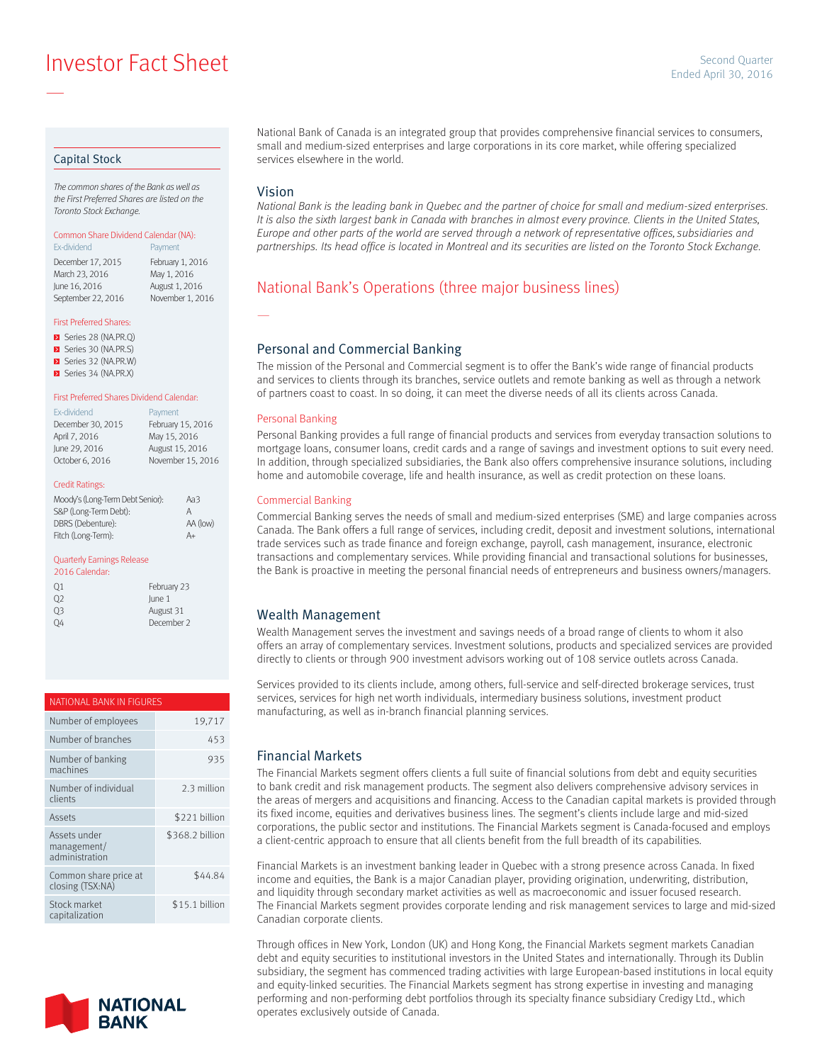# Investor Fact Sheet

Second Quarter
Ended April 30, 2016

## Capital Stock

*The common shares of the Bank as well as the First Preferred Shares are listed on the Toronto Stock Exchange.*

**Common Share Dividend Calendar (NA):**

| Ex-dividend | Payment |
| --- | --- |
| December 17, 2015 | February 1, 2016 |
| March 23, 2016 | May 1, 2016 |
| June 16, 2016 | August 1, 2016 |
| September 22, 2016 | November 1, 2016 |

**First Preferred Shares:**

- Series 28 (NA.PR.Q)
- Series 30 (NA.PR.S)
- Series 32 (NA.PR.W)
- Series 34 (NA.PR.X)

**First Preferred Shares Dividend Calendar:**

| Ex-dividend | Payment |
| --- | --- |
| December 30, 2015 | February 15, 2016 |
| April 7, 2016 | May 15, 2016 |
| June 29, 2016 | August 15, 2016 |
| October 6, 2016 | November 15, 2016 |

**Credit Ratings:**

| | |
| --- | --- |
| Moody's (Long-Term Debt Senior): | Aa3 |
| S&P (Long-Term Debt): | A |
| DBRS (Debenture): | AA (low) |
| Fitch (Long-Term): | A+ |

**Quarterly Earnings Release 2016 Calendar:**

| | |
| --- | --- |
| Q1 | February 23 |
| Q2 | June 1 |
| Q3 | August 31 |
| Q4 | December 2 |

| NATIONAL BANK IN FIGURES | |
| --- | --- |
| Number of employees | 19,717 |
| Number of branches | 453 |
| Number of banking machines | 935 |
| Number of individual clients | 2.3 million |
| Assets | $221 billion |
| Assets under management/ administration | $368.2 billion |
| Common share price at closing (TSX:NA) | $44.84 |
| Stock market capitalization | $15.1 billion |

National Bank of Canada is an integrated group that provides comprehensive financial services to consumers, small and medium-sized enterprises and large corporations in its core market, while offering specialized services elsewhere in the world.

## Vision

*National Bank is the leading bank in Quebec and the partner of choice for small and medium-sized enterprises. It is also the sixth largest bank in Canada with branches in almost every province. Clients in the United States, Europe and other parts of the world are served through a network of representative offices, subsidiaries and partnerships. Its head office is located in Montreal and its securities are listed on the Toronto Stock Exchange.*

## National Bank's Operations (three major business lines)

### Personal and Commercial Banking

The mission of the Personal and Commercial segment is to offer the Bank's wide range of financial products and services to clients through its branches, service outlets and remote banking as well as through a network of partners coast to coast. In so doing, it can meet the diverse needs of all its clients across Canada.

#### Personal Banking

Personal Banking provides a full range of financial products and services from everyday transaction solutions to mortgage loans, consumer loans, credit cards and a range of savings and investment options to suit every need. In addition, through specialized subsidiaries, the Bank also offers comprehensive insurance solutions, including home and automobile coverage, life and health insurance, as well as credit protection on these loans.

#### Commercial Banking

Commercial Banking serves the needs of small and medium-sized enterprises (SME) and large companies across Canada. The Bank offers a full range of services, including credit, deposit and investment solutions, international trade services such as trade finance and foreign exchange, payroll, cash management, insurance, electronic transactions and complementary services. While providing financial and transactional solutions for businesses, the Bank is proactive in meeting the personal financial needs of entrepreneurs and business owners/managers.

### Wealth Management

Wealth Management serves the investment and savings needs of a broad range of clients to whom it also offers an array of complementary services. Investment solutions, products and specialized services are provided directly to clients or through 900 investment advisors working out of 108 service outlets across Canada.

Services provided to its clients include, among others, full-service and self-directed brokerage services, trust services, services for high net worth individuals, intermediary business solutions, investment product manufacturing, as well as in-branch financial planning services.

### Financial Markets

The Financial Markets segment offers clients a full suite of financial solutions from debt and equity securities to bank credit and risk management products. The segment also delivers comprehensive advisory services in the areas of mergers and acquisitions and financing. Access to the Canadian capital markets is provided through its fixed income, equities and derivatives business lines. The segment's clients include large and mid-sized corporations, the public sector and institutions. The Financial Markets segment is Canada-focused and employs a client-centric approach to ensure that all clients benefit from the full breadth of its capabilities.

Financial Markets is an investment banking leader in Quebec with a strong presence across Canada. In fixed income and equities, the Bank is a major Canadian player, providing origination, underwriting, distribution, and liquidity through secondary market activities as well as macroeconomic and issuer focused research. The Financial Markets segment provides corporate lending and risk management services to large and mid-sized Canadian corporate clients.

Through offices in New York, London (UK) and Hong Kong, the Financial Markets segment markets Canadian debt and equity securities to institutional investors in the United States and internationally. Through its Dublin subsidiary, the segment has commenced trading activities with large European-based institutions in local equity and equity-linked securities. The Financial Markets segment has strong expertise in investing and managing performing and non-performing debt portfolios through its specialty finance subsidiary Credigy Ltd., which operates exclusively outside of Canada.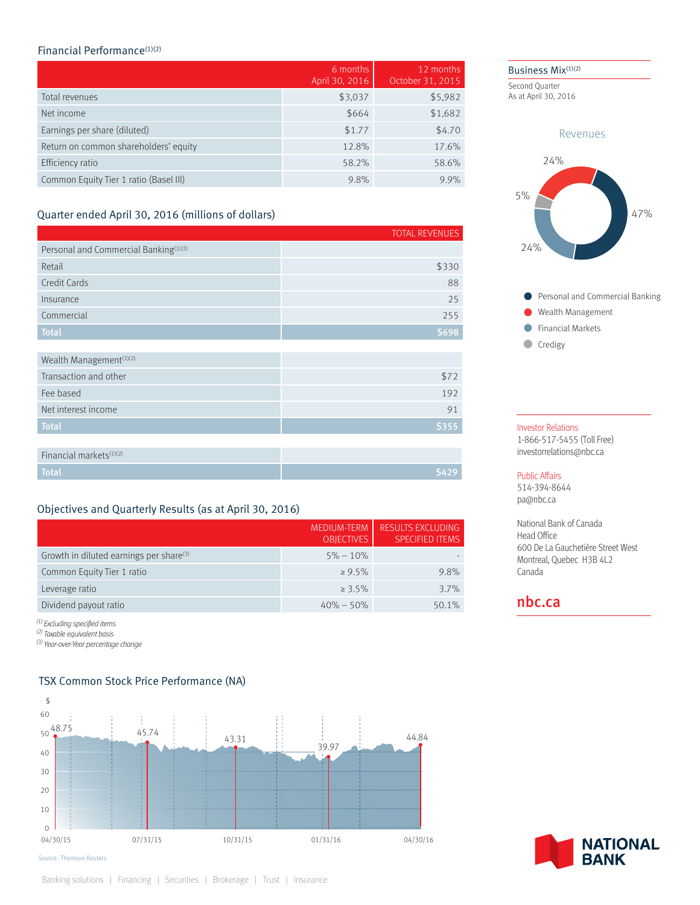## Financial Performance[1][2]

| | 6 months April 30, 2016 | 12 months October 31, 2015 |
|---|---|---|
| Total revenues | $3,037 | $5,982 |
| Net income | $664 | $1,682 |
| Earnings per share (diluted) | $1.77 | $4.70 |
| Return on common shareholders' equity | 12.8% | 17.6% |
| Efficiency ratio | 58.2% | 58.6% |
| Common Equity Tier 1 ratio (Basel III) | 9.8% | 9.9% |

## Quarter ended April 30, 2016 (millions of dollars)

| | TOTAL REVENUES |
|---|---|
| **Personal and Commercial Banking[1][2]** | |
| Retail | $330 |
| Credit Cards | 88 |
| Insurance | 25 |
| Commercial | 255 |
| **Total** | **$698** |
| **Wealth Management[1][2]** | |
| Transaction and other | $72 |
| Fee based | 192 |
| Net interest income | 91 |
| **Total** | **$355** |
| **Financial markets[1][2]** | |
| **Total** | **$429** |

## Objectives and Quarterly Results (as at April 30, 2016)

| | MEDIUM-TERM OBJECTIVES | RESULTS EXCLUDING SPECIFIED ITEMS |
|---|---|---|
| Growth in diluted earnings per share[3] | 5% – 10% | - |
| Common Equity Tier 1 ratio | ≥ 9.5% | 9.8% |
| Leverage ratio | ≥ 3.5% | 3.7% |
| Dividend payout ratio | 40% – 50% | 50.1% |

*[1] Excluding specified items*
*[2] Taxable equivalent basis*
*[3] Year-over-Year percentage change*

## TSX Common Stock Price Performance (NA)

$
60
50
40
30
20
10
0
48.75
45.74
43.31
39.97
44.84
04/30/15
07/31/15
10/31/15
01/31/16
04/30/16

Source: Thomson Reuters

## Business Mix[1][2]

Second Quarter
As at April 30, 2016

Revenues

24%
5%
24%
47%

- Personal and Commercial Banking
- Wealth Management
- Financial Markets
- Credigy

Investor Relations
1-866-517-5455 (Toll Free)
investorrelations@nbc.ca

Public Affairs
514-394-8644
pa@nbc.ca

National Bank of Canada
Head Office
600 De La Gauchetière Street West
Montreal, Quebec H3B 4L2
Canada

**nbc.ca**

NATIONAL BANK

Banking solutions | Financing | Securities | Brokerage | Trust | Insurance